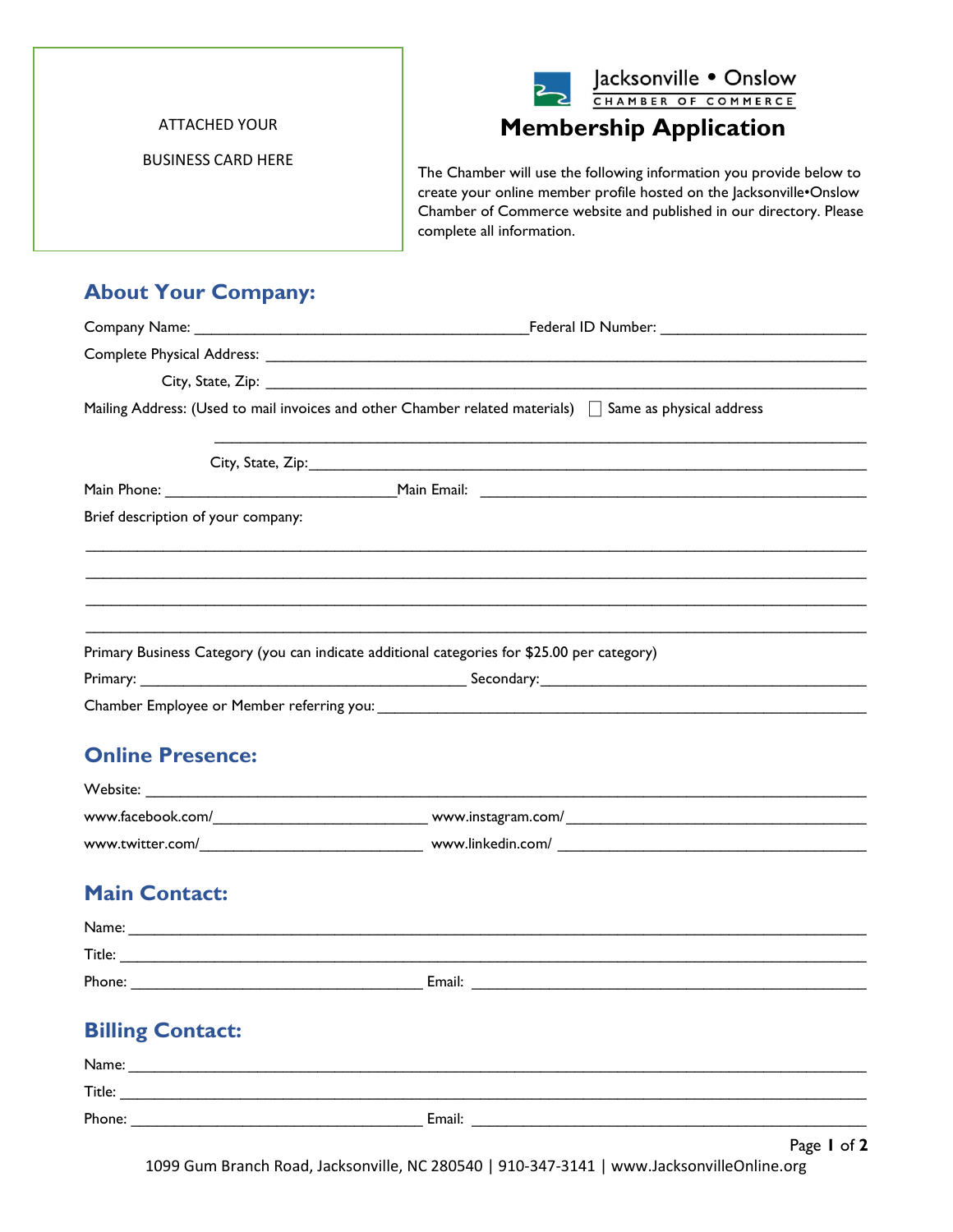ATTACHED YOUR

BUSINESS CARD HERE

Jacksonville • Onslow
CHAMBER OF COMMERCE

# Membership Application

The Chamber will use the following information you provide below to create your online member profile hosted on the Jacksonville•Onslow Chamber of Commerce website and published in our directory. Please complete all information.

## About Your Company:

Company Name: ________________________________________ Federal ID Number: ________________________

Complete Physical Address: ________________________________________________________________________

City, State, Zip: ________________________________________________________________________

Mailing Address: (Used to mail invoices and other Chamber related materials) ☐ Same as physical address

________________________________________________________________________

City, State, Zip: ________________________________________________________________________

Main Phone: ___________________________ Main Email: ______________________________________________

Brief description of your company:

________________________________________________________________________________________________

________________________________________________________________________________________________

________________________________________________________________________________________________

________________________________________________________________________________________________

Primary Business Category (you can indicate additional categories for $25.00 per category)

Primary: ______________________________________ Secondary: ______________________________________

Chamber Employee or Member referring you: _________________________________________________________

## Online Presence:

Website: ________________________________________________________________________________________

www.facebook.com/_________________________ www.instagram.com/___________________________________

www.twitter.com/__________________________ www.linkedin.com/ ___________________________________

## Main Contact:

Name: __________________________________________________________________________________________

Title: __________________________________________________________________________________________

Phone: __________________________________ Email: _____________________________________________

## Billing Contact:

Name: __________________________________________________________________________________________

Title: __________________________________________________________________________________________

Phone: __________________________________ Email: _____________________________________________

1099 Gum Branch Road, Jacksonville, NC 280540 | 910-347-3141 | www.JacksonvilleOnline.org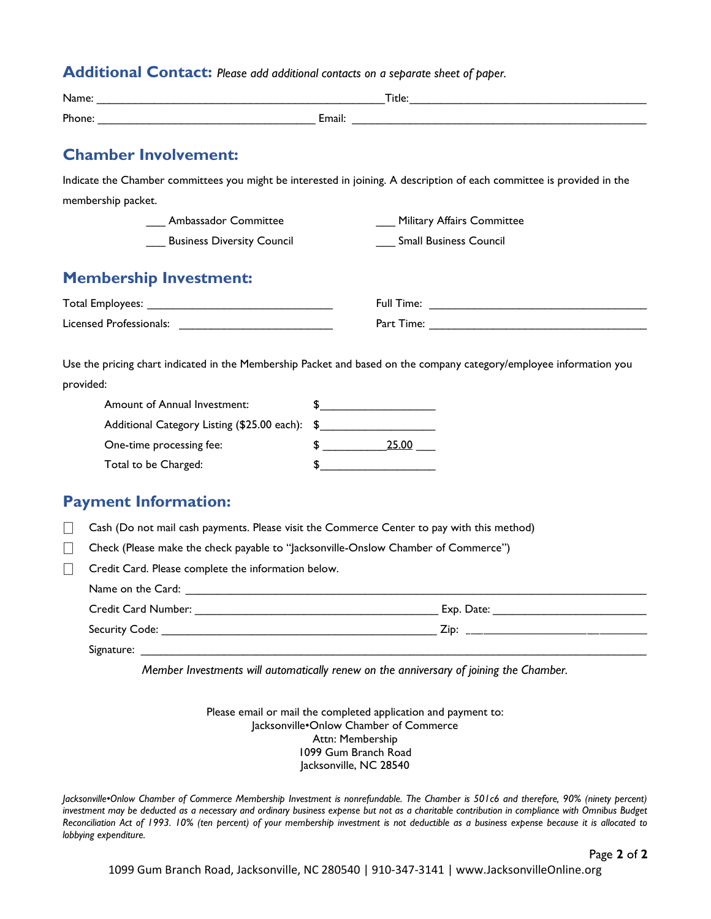## Additional Contact: *Please add additional contacts on a separate sheet of paper.*

Name: ______________________________________________ Title: ________________________________________

Phone: ___________________________________ Email: ________________________________________________

## Chamber Involvement:

Indicate the Chamber committees you might be interested in joining. A description of each committee is provided in the membership packet.

___ Ambassador Committee

___ Military Affairs Committee

___ Business Diversity Council

___ Small Business Council

## Membership Investment:

Total Employees: ______________________________

Full Time: ____________________________________

Licensed Professionals: _________________________

Part Time: ____________________________________

Use the pricing chart indicated in the Membership Packet and based on the company category/employee information you provided:

| | |
|---|---|
| Amount of Annual Investment: | $__________________ |
| Additional Category Listing ($25.00 each): | $__________________ |
| One-time processing fee: | $ 25.00 |
| Total to be Charged: | $__________________ |

## Payment Information:

☐ Cash (Do not mail cash payments. Please visit the Commerce Center to pay with this method)

☐ Check (Please make the check payable to "Jacksonville-Onslow Chamber of Commerce")

☐ Credit Card. Please complete the information below.

Name on the Card: ________________________________________________________________________

Credit Card Number: _______________________________________ Exp. Date: _________________________

Security Code: ___________________________________________ Zip: ______________________________

Signature: ______________________________________________________________________________

*Member Investments will automatically renew on the anniversary of joining the Chamber.*

Please email or mail the completed application and payment to:
Jacksonville•Onlow Chamber of Commerce
Attn: Membership
1099 Gum Branch Road
Jacksonville, NC 28540

*Jacksonville•Onlow Chamber of Commerce Membership Investment is nonrefundable. The Chamber is 501c6 and therefore, 90% (ninety percent) investment may be deducted as a necessary and ordinary business expense but not as a charitable contribution in compliance with Omnibus Budget Reconciliation Act of 1993. 10% (ten percent) of your membership investment is not deductible as a business expense because it is allocated to lobbying expenditure.*

1099 Gum Branch Road, Jacksonville, NC 280540 | 910-347-3141 | www.JacksonvilleOnline.org